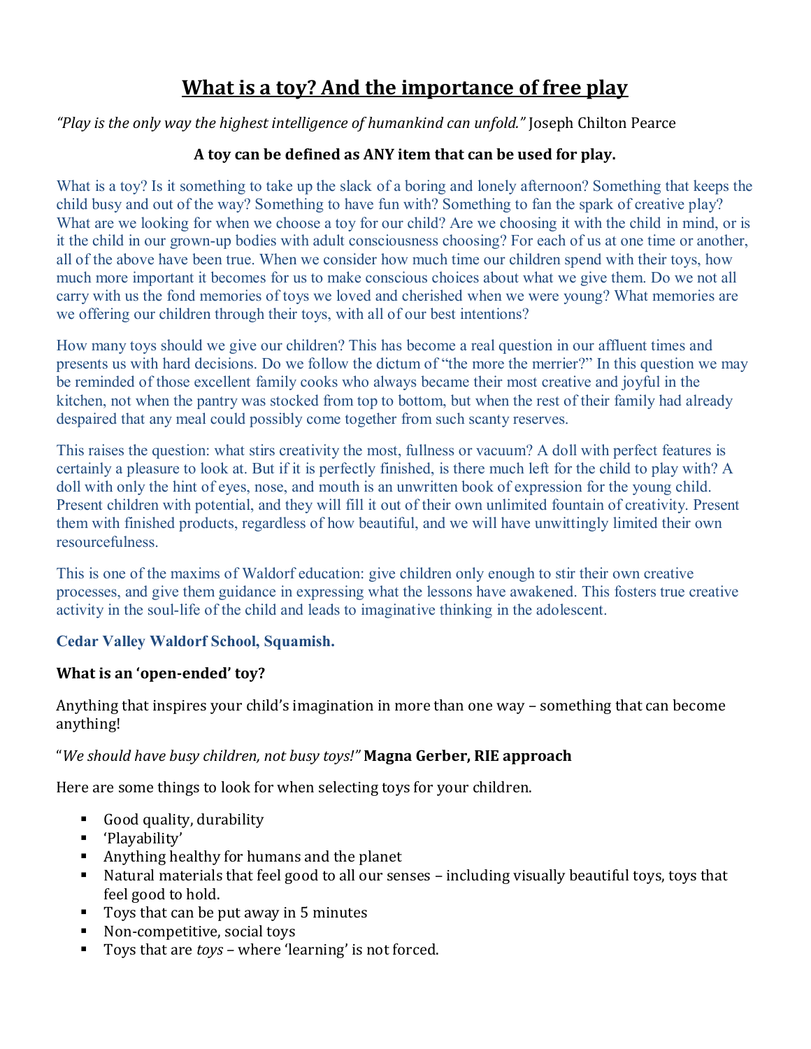# What is a toy? And the importance of free play

*"Play is the only way the highest intelligence of humankind can unfold."* Joseph Chilton Pearce

**A toy can be defined as ANY item that can be used for play.**

What is a toy? Is it something to take up the slack of a boring and lonely afternoon? Something that keeps the child busy and out of the way? Something to have fun with? Something to fan the spark of creative play? What are we looking for when we choose a toy for our child? Are we choosing it with the child in mind, or is it the child in our grown-up bodies with adult consciousness choosing? For each of us at one time or another, all of the above have been true. When we consider how much time our children spend with their toys, how much more important it becomes for us to make conscious choices about what we give them. Do we not all carry with us the fond memories of toys we loved and cherished when we were young? What memories are we offering our children through their toys, with all of our best intentions?

How many toys should we give our children? This has become a real question in our affluent times and presents us with hard decisions. Do we follow the dictum of "the more the merrier?" In this question we may be reminded of those excellent family cooks who always became their most creative and joyful in the kitchen, not when the pantry was stocked from top to bottom, but when the rest of their family had already despaired that any meal could possibly come together from such scanty reserves.

This raises the question: what stirs creativity the most, fullness or vacuum? A doll with perfect features is certainly a pleasure to look at. But if it is perfectly finished, is there much left for the child to play with? A doll with only the hint of eyes, nose, and mouth is an unwritten book of expression for the young child. Present children with potential, and they will fill it out of their own unlimited fountain of creativity. Present them with finished products, regardless of how beautiful, and we will have unwittingly limited their own resourcefulness.

This is one of the maxims of Waldorf education: give children only enough to stir their own creative processes, and give them guidance in expressing what the lessons have awakened. This fosters true creative activity in the soul-life of the child and leads to imaginative thinking in the adolescent.

**Cedar Valley Waldorf School, Squamish.**

**What is an 'open-ended' toy?**

Anything that inspires your child's imagination in more than one way – something that can become anything!

"*We should have busy children, not busy toys!"* **Magna Gerber, RIE approach**

Here are some things to look for when selecting toys for your children.

- Good quality, durability
- 'Playability'
- Anything healthy for humans and the planet
- Natural materials that feel good to all our senses – including visually beautiful toys, toys that feel good to hold.
- Toys that can be put away in 5 minutes
- Non-competitive, social toys
- Toys that are *toys* – where 'learning' is not forced.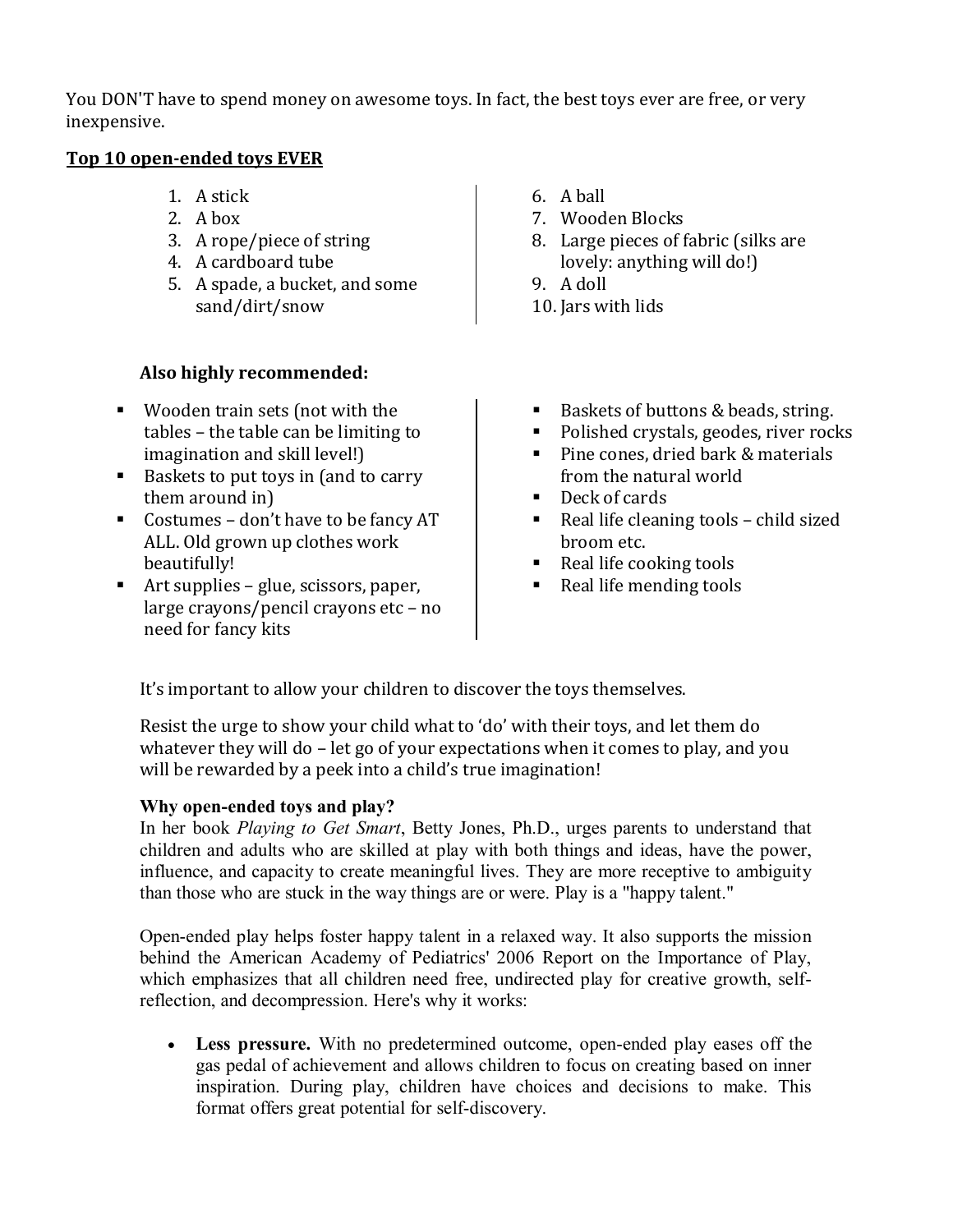You DON'T have to spend money on awesome toys. In fact, the best toys ever are free, or very inexpensive.

## Top 10 open-ended toys EVER

1. A stick
2. A box
3. A rope/piece of string
4. A cardboard tube
5. A spade, a bucket, and some sand/dirt/snow
6. A ball
7. Wooden Blocks
8. Large pieces of fabric (silks are lovely: anything will do!)
9. A doll
10. Jars with lids

### Also highly recommended:

- Wooden train sets (not with the tables – the table can be limiting to imagination and skill level!)
- Baskets to put toys in (and to carry them around in)
- Costumes – don't have to be fancy AT ALL. Old grown up clothes work beautifully!
- Art supplies – glue, scissors, paper, large crayons/pencil crayons etc – no need for fancy kits
- Baskets of buttons & beads, string.
- Polished crystals, geodes, river rocks
- Pine cones, dried bark & materials from the natural world
- Deck of cards
- Real life cleaning tools – child sized broom etc.
- Real life cooking tools
- Real life mending tools

It's important to allow your children to discover the toys themselves.

Resist the urge to show your child what to 'do' with their toys, and let them do whatever they will do – let go of your expectations when it comes to play, and you will be rewarded by a peek into a child's true imagination!

### Why open-ended toys and play?

In her book *Playing to Get Smart*, Betty Jones, Ph.D., urges parents to understand that children and adults who are skilled at play with both things and ideas, have the power, influence, and capacity to create meaningful lives. They are more receptive to ambiguity than those who are stuck in the way things are or were. Play is a "happy talent."

Open-ended play helps foster happy talent in a relaxed way. It also supports the mission behind the American Academy of Pediatrics' 2006 Report on the Importance of Play, which emphasizes that all children need free, undirected play for creative growth, self-reflection, and decompression. Here's why it works:

- **Less pressure.** With no predetermined outcome, open-ended play eases off the gas pedal of achievement and allows children to focus on creating based on inner inspiration. During play, children have choices and decisions to make. This format offers great potential for self-discovery.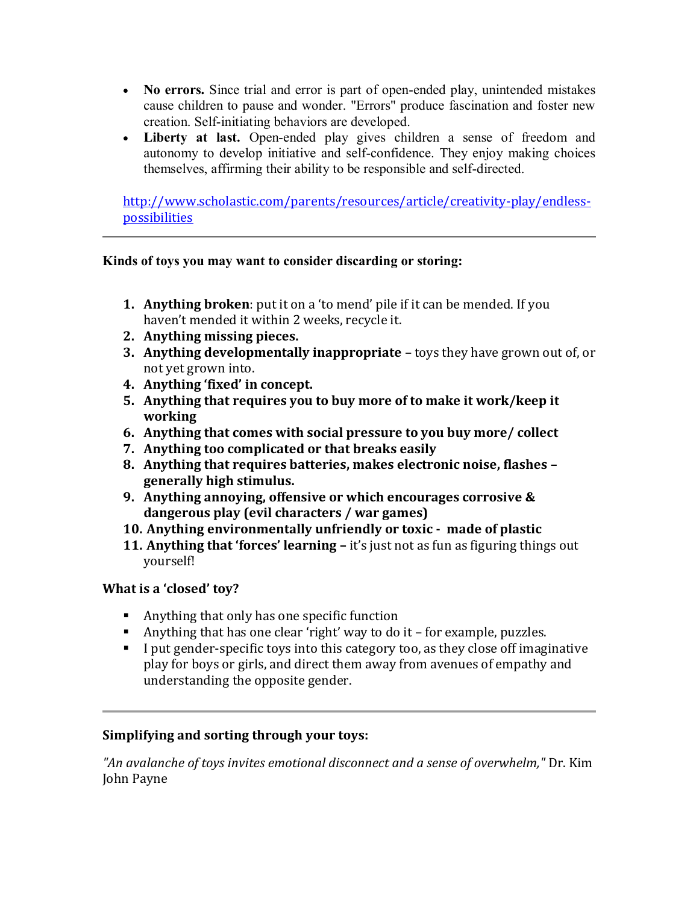- **No errors.** Since trial and error is part of open-ended play, unintended mistakes cause children to pause and wonder. "Errors" produce fascination and foster new creation. Self-initiating behaviors are developed.
- **Liberty at last.** Open-ended play gives children a sense of freedom and autonomy to develop initiative and self-confidence. They enjoy making choices themselves, affirming their ability to be responsible and self-directed.

[http://www.scholastic.com/parents/resources/article/creativity-play/endless-possibilities](http://www.scholastic.com/parents/resources/article/creativity-play/endless-possibilities)

---

**Kinds of toys you may want to consider discarding or storing:**

1. **Anything broken**: put it on a 'to mend' pile if it can be mended. If you haven't mended it within 2 weeks, recycle it.
2. **Anything missing pieces.**
3. **Anything developmentally inappropriate** – toys they have grown out of, or not yet grown into.
4. **Anything 'fixed' in concept.**
5. **Anything that requires you to buy more of to make it work/keep it working**
6. **Anything that comes with social pressure to you buy more/ collect**
7. **Anything too complicated or that breaks easily**
8. **Anything that requires batteries, makes electronic noise, flashes – generally high stimulus.**
9. **Anything annoying, offensive or which encourages corrosive & dangerous play (evil characters / war games)**
10. **Anything environmentally unfriendly or toxic - made of plastic**
11. **Anything that 'forces' learning –** it's just not as fun as figuring things out yourself!

**What is a 'closed' toy?**

- Anything that only has one specific function
- Anything that has one clear 'right' way to do it – for example, puzzles.
- I put gender-specific toys into this category too, as they close off imaginative play for boys or girls, and direct them away from avenues of empathy and understanding the opposite gender.

---

**Simplifying and sorting through your toys:**

*"An avalanche of toys invites emotional disconnect and a sense of overwhelm,"* Dr. Kim John Payne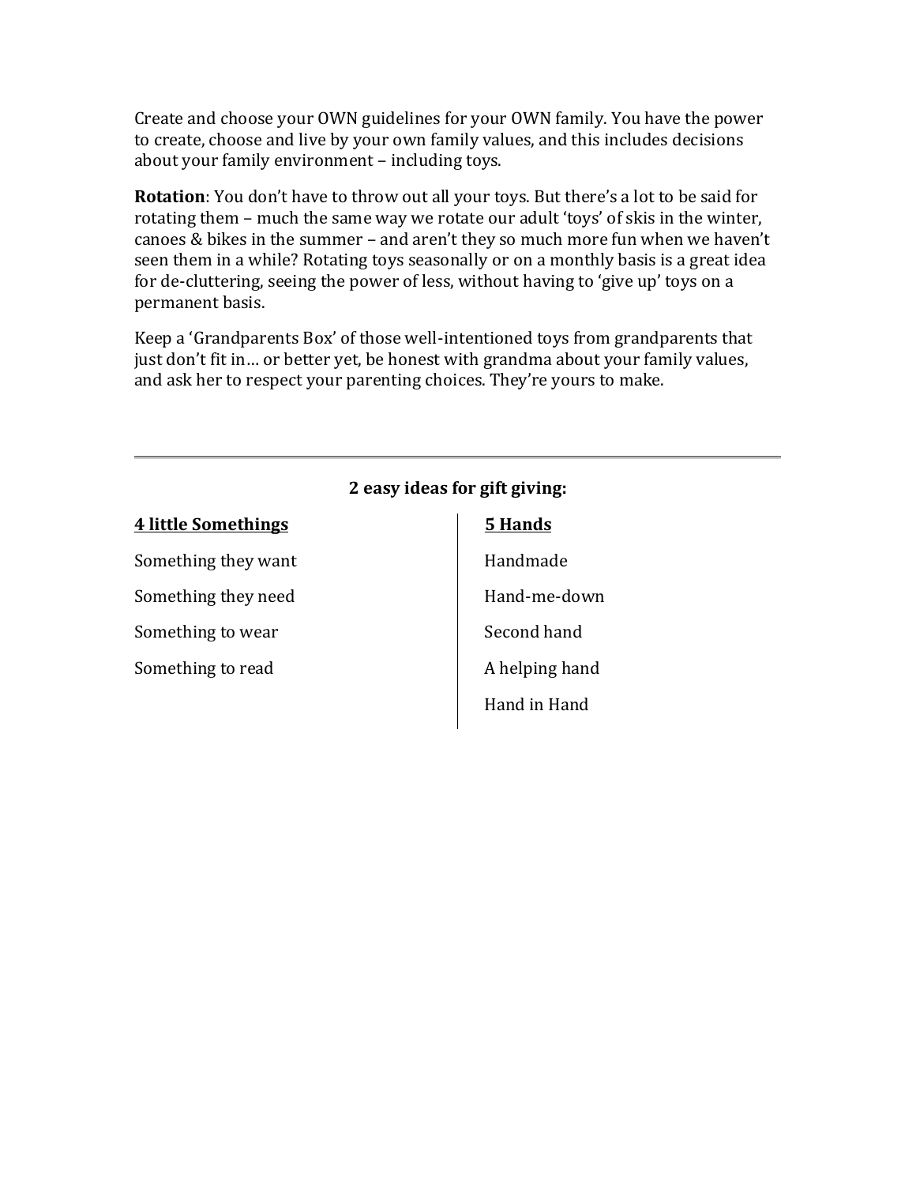Create and choose your OWN guidelines for your OWN family. You have the power to create, choose and live by your own family values, and this includes decisions about your family environment – including toys.

**Rotation**: You don't have to throw out all your toys. But there's a lot to be said for rotating them – much the same way we rotate our adult 'toys' of skis in the winter, canoes & bikes in the summer – and aren't they so much more fun when we haven't seen them in a while? Rotating toys seasonally or on a monthly basis is a great idea for de-cluttering, seeing the power of less, without having to 'give up' toys on a permanent basis.

Keep a 'Grandparents Box' of those well-intentioned toys from grandparents that just don't fit in… or better yet, be honest with grandma about your family values, and ask her to respect your parenting choices. They're yours to make.

---

**2 easy ideas for gift giving:**

**<u>4 little Somethings</u>**

Something they want

Something they need

Something to wear

Something to read

**<u>5 Hands</u>**

Handmade

Hand-me-down

Second hand

A helping hand

Hand in Hand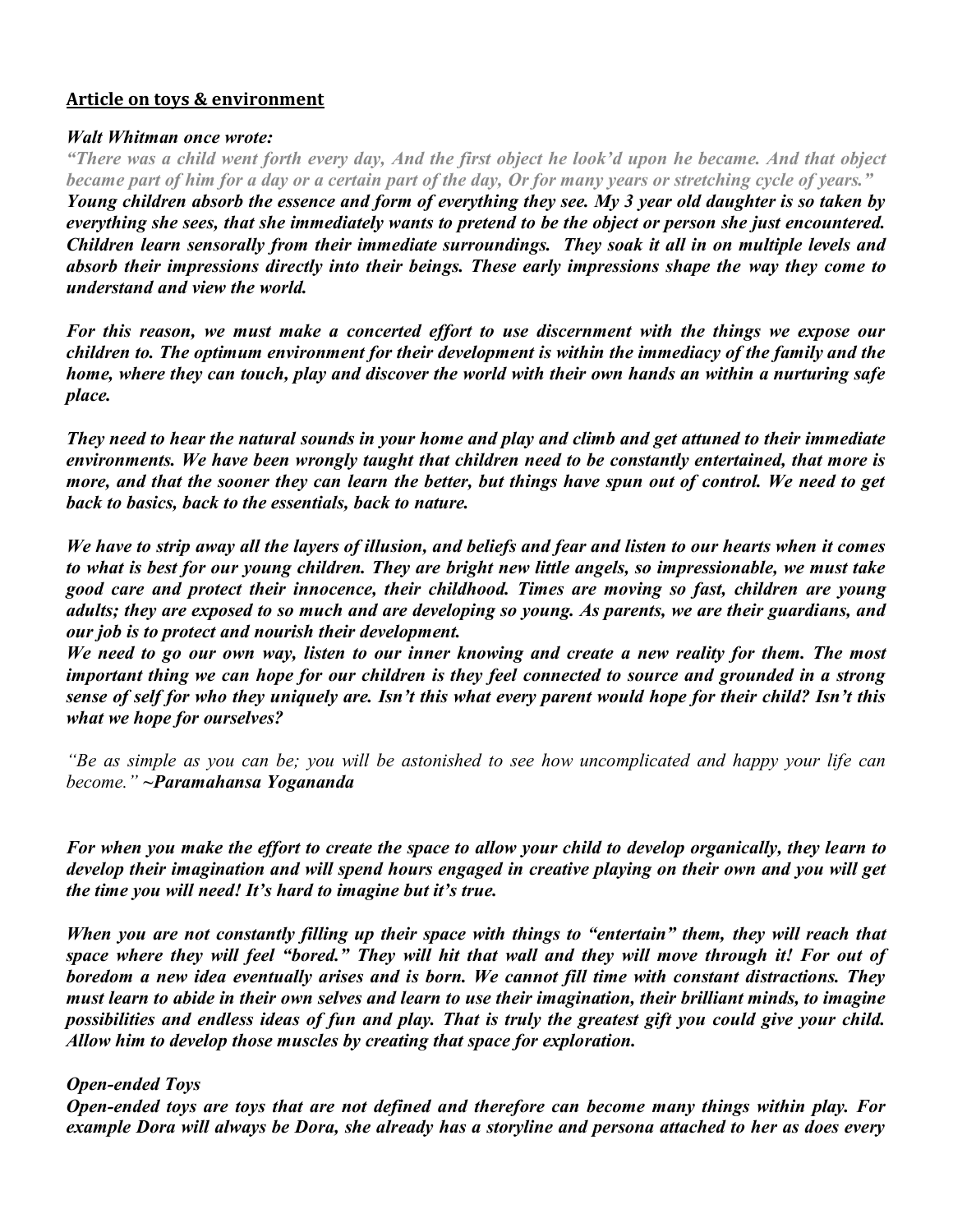## Article on toys & environment

***Walt Whitman once wrote:***

*"There was a child went forth every day, And the first object he look'd upon he became. And that object became part of him for a day or a certain part of the day, Or for many years or stretching cycle of years."*

***Young children absorb the essence and form of everything they see. My 3 year old daughter is so taken by everything she sees, that she immediately wants to pretend to be the object or person she just encountered. Children learn sensorally from their immediate surroundings. They soak it all in on multiple levels and absorb their impressions directly into their beings. These early impressions shape the way they come to understand and view the world.***

***For this reason, we must make a concerted effort to use discernment with the things we expose our children to. The optimum environment for their development is within the immediacy of the family and the home, where they can touch, play and discover the world with their own hands an within a nurturing safe place.***

***They need to hear the natural sounds in your home and play and climb and get attuned to their immediate environments. We have been wrongly taught that children need to be constantly entertained, that more is more, and that the sooner they can learn the better, but things have spun out of control. We need to get back to basics, back to the essentials, back to nature.***

***We have to strip away all the layers of illusion, and beliefs and fear and listen to our hearts when it comes to what is best for our young children. They are bright new little angels, so impressionable, we must take good care and protect their innocence, their childhood. Times are moving so fast, children are young adults; they are exposed to so much and are developing so young. As parents, we are their guardians, and our job is to protect and nourish their development.***

***We need to go our own way, listen to our inner knowing and create a new reality for them. The most important thing we can hope for our children is they feel connected to source and grounded in a strong sense of self for who they uniquely are. Isn't this what every parent would hope for their child? Isn't this what we hope for ourselves?***

*"Be as simple as you can be; you will be astonished to see how uncomplicated and happy your life can become."* ***~Paramahansa Yogananda***

***For when you make the effort to create the space to allow your child to develop organically, they learn to develop their imagination and will spend hours engaged in creative playing on their own and you will get the time you will need! It's hard to imagine but it's true.***

***When you are not constantly filling up their space with things to "entertain" them, they will reach that space where they will feel "bored." They will hit that wall and they will move through it! For out of boredom a new idea eventually arises and is born. We cannot fill time with constant distractions. They must learn to abide in their own selves and learn to use their imagination, their brilliant minds, to imagine possibilities and endless ideas of fun and play. That is truly the greatest gift you could give your child. Allow him to develop those muscles by creating that space for exploration.***

***Open-ended Toys***

***Open-ended toys are toys that are not defined and therefore can become many things within play. For example Dora will always be Dora, she already has a storyline and persona attached to her as does every***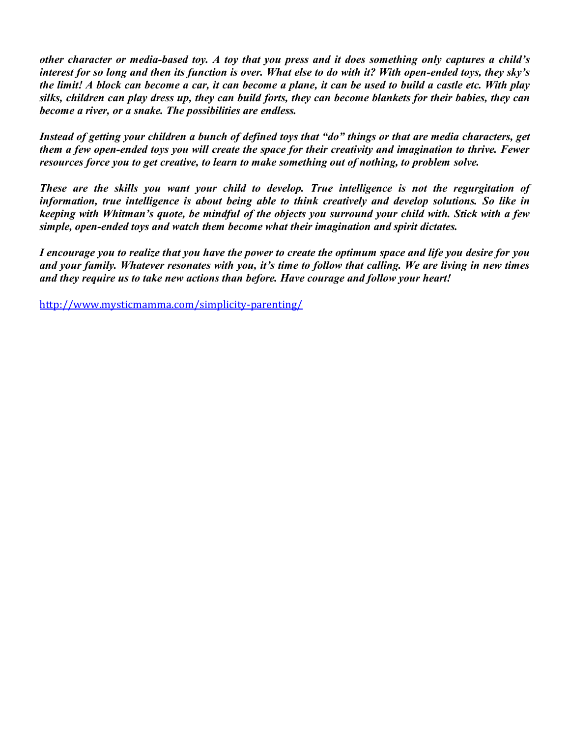***other character or media-based toy. A toy that you press and it does something only captures a child's interest for so long and then its function is over. What else to do with it? With open-ended toys, they sky's the limit! A block can become a car, it can become a plane, it can be used to build a castle etc. With play silks, children can play dress up, they can build forts, they can become blankets for their babies, they can become a river, or a snake. The possibilities are endless.***

***Instead of getting your children a bunch of defined toys that "do" things or that are media characters, get them a few open-ended toys you will create the space for their creativity and imagination to thrive. Fewer resources force you to get creative, to learn to make something out of nothing, to problem solve.***

***These are the skills you want your child to develop. True intelligence is not the regurgitation of information, true intelligence is about being able to think creatively and develop solutions. So like in keeping with Whitman's quote, be mindful of the objects you surround your child with. Stick with a few simple, open-ended toys and watch them become what their imagination and spirit dictates.***

***I encourage you to realize that you have the power to create the optimum space and life you desire for you and your family. Whatever resonates with you, it's time to follow that calling. We are living in new times and they require us to take new actions than before. Have courage and follow your heart!***

http://www.mysticmamma.com/simplicity-parenting/